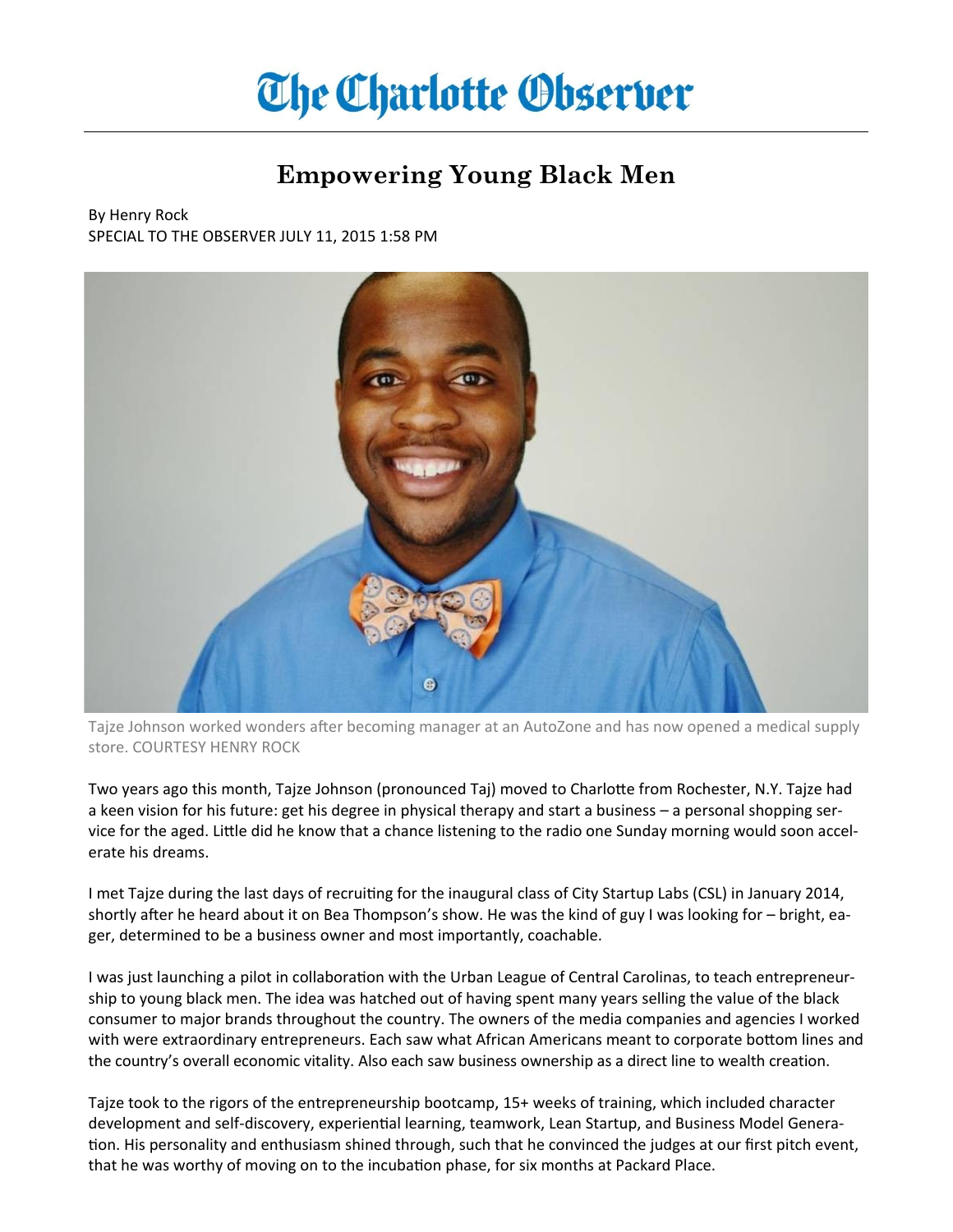# The Charlotte Observer

## Empowering Young Black Men

By Henry Rock
SPECIAL TO THE OBSERVER JULY 11, 2015 1:58 PM

Tajze Johnson worked wonders after becoming manager at an AutoZone and has now opened a medical supply store. COURTESY HENRY ROCK

Two years ago this month, Tajze Johnson (pronounced Taj) moved to Charlotte from Rochester, N.Y. Tajze had a keen vision for his future: get his degree in physical therapy and start a business – a personal shopping service for the aged. Little did he know that a chance listening to the radio one Sunday morning would soon accelerate his dreams.

I met Tajze during the last days of recruiting for the inaugural class of City Startup Labs (CSL) in January 2014, shortly after he heard about it on Bea Thompson's show. He was the kind of guy I was looking for – bright, eager, determined to be a business owner and most importantly, coachable.

I was just launching a pilot in collaboration with the Urban League of Central Carolinas, to teach entrepreneurship to young black men. The idea was hatched out of having spent many years selling the value of the black consumer to major brands throughout the country. The owners of the media companies and agencies I worked with were extraordinary entrepreneurs. Each saw what African Americans meant to corporate bottom lines and the country's overall economic vitality. Also each saw business ownership as a direct line to wealth creation.

Tajze took to the rigors of the entrepreneurship bootcamp, 15+ weeks of training, which included character development and self-discovery, experiential learning, teamwork, Lean Startup, and Business Model Generation. His personality and enthusiasm shined through, such that he convinced the judges at our first pitch event, that he was worthy of moving on to the incubation phase, for six months at Packard Place.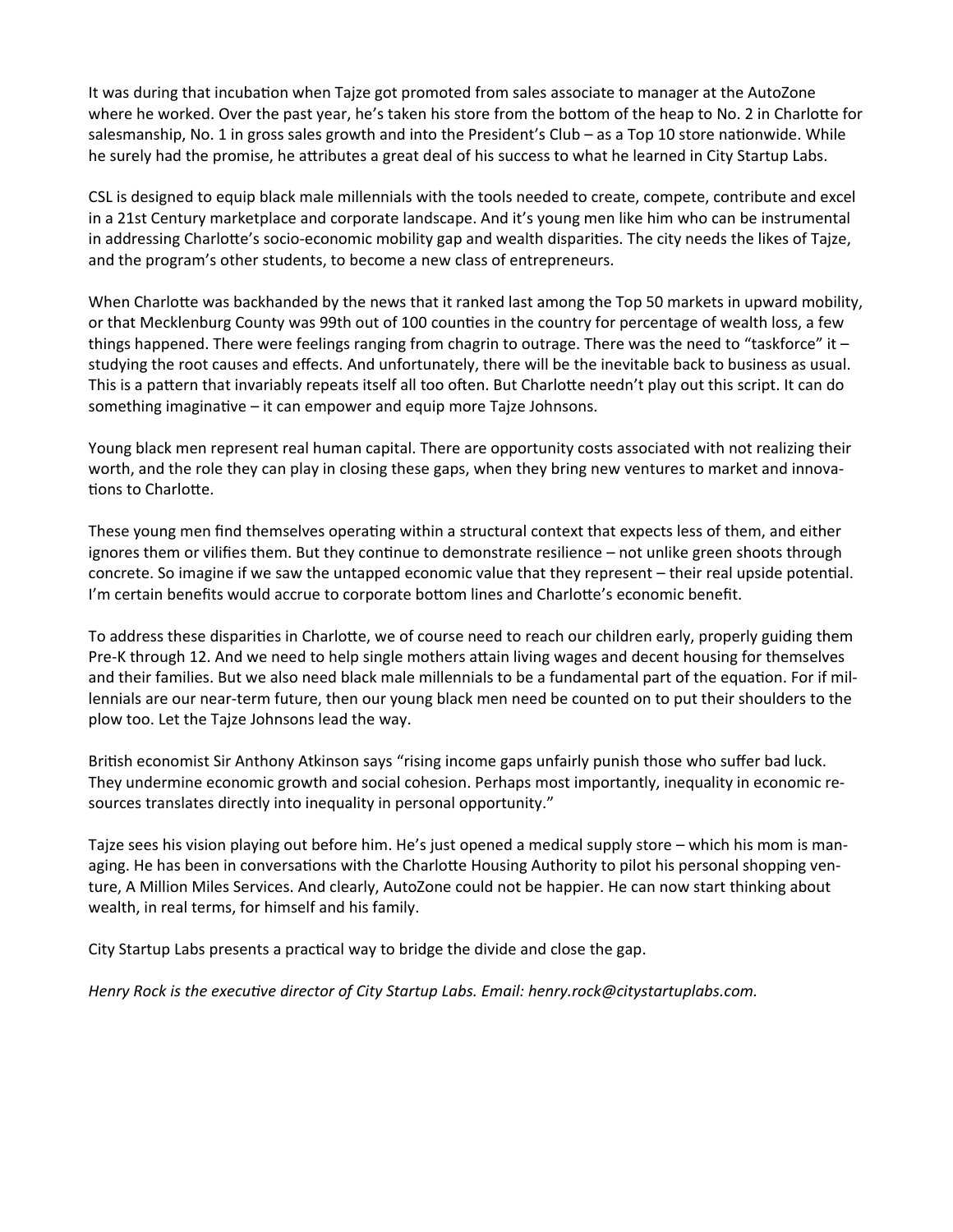It was during that incubation when Tajze got promoted from sales associate to manager at the AutoZone where he worked. Over the past year, he's taken his store from the bottom of the heap to No. 2 in Charlotte for salesmanship, No. 1 in gross sales growth and into the President's Club – as a Top 10 store nationwide. While he surely had the promise, he attributes a great deal of his success to what he learned in City Startup Labs.

CSL is designed to equip black male millennials with the tools needed to create, compete, contribute and excel in a 21st Century marketplace and corporate landscape. And it's young men like him who can be instrumental in addressing Charlotte's socio-economic mobility gap and wealth disparities. The city needs the likes of Tajze, and the program's other students, to become a new class of entrepreneurs.

When Charlotte was backhanded by the news that it ranked last among the Top 50 markets in upward mobility, or that Mecklenburg County was 99th out of 100 counties in the country for percentage of wealth loss, a few things happened. There were feelings ranging from chagrin to outrage. There was the need to "taskforce" it – studying the root causes and effects. And unfortunately, there will be the inevitable back to business as usual. This is a pattern that invariably repeats itself all too often. But Charlotte needn't play out this script. It can do something imaginative – it can empower and equip more Tajze Johnsons.

Young black men represent real human capital. There are opportunity costs associated with not realizing their worth, and the role they can play in closing these gaps, when they bring new ventures to market and innovations to Charlotte.

These young men find themselves operating within a structural context that expects less of them, and either ignores them or vilifies them. But they continue to demonstrate resilience – not unlike green shoots through concrete. So imagine if we saw the untapped economic value that they represent – their real upside potential. I'm certain benefits would accrue to corporate bottom lines and Charlotte's economic benefit.

To address these disparities in Charlotte, we of course need to reach our children early, properly guiding them Pre-K through 12. And we need to help single mothers attain living wages and decent housing for themselves and their families. But we also need black male millennials to be a fundamental part of the equation. For if millennials are our near-term future, then our young black men need be counted on to put their shoulders to the plow too. Let the Tajze Johnsons lead the way.

British economist Sir Anthony Atkinson says "rising income gaps unfairly punish those who suffer bad luck. They undermine economic growth and social cohesion. Perhaps most importantly, inequality in economic resources translates directly into inequality in personal opportunity."

Tajze sees his vision playing out before him. He's just opened a medical supply store – which his mom is managing. He has been in conversations with the Charlotte Housing Authority to pilot his personal shopping venture, A Million Miles Services. And clearly, AutoZone could not be happier. He can now start thinking about wealth, in real terms, for himself and his family.

City Startup Labs presents a practical way to bridge the divide and close the gap.

*Henry Rock is the executive director of City Startup Labs. Email: henry.rock@citystartuplabs.com.*